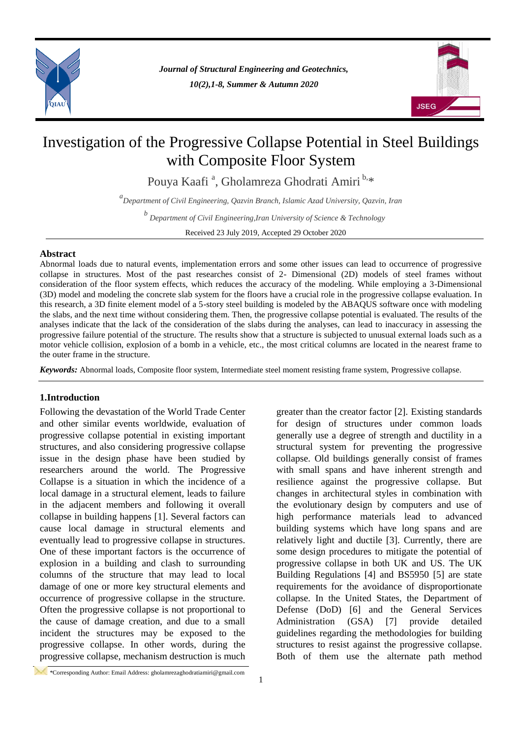# Investigation of the Progressive Collapse Potential in Steel Buildings with Composite Floor System

Pouya Kaafi [a], Gholamreza Ghodrati Amiri [b,*]

[a] *Department of Civil Engineering, Qazvin Branch, Islamic Azad University, Qazvin, Iran*

[b] *Department of Civil Engineering, Iran University of Science & Technology*

Received 23 July 2019, Accepted 29 October 2020

## Abstract

Abnormal loads due to natural events, implementation errors and some other issues can lead to occurrence of progressive collapse in structures. Most of the past researches consist of 2- Dimensional (2D) models of steel frames without consideration of the floor system effects, which reduces the accuracy of the modeling. While employing a 3-Dimensional (3D) model and modeling the concrete slab system for the floors have a crucial role in the progressive collapse evaluation. In this research, a 3D finite element model of a 5-story steel building is modeled by the ABAQUS software once with modeling the slabs, and the next time without considering them. Then, the progressive collapse potential is evaluated. The results of the analyses indicate that the lack of the consideration of the slabs during the analyses, can lead to inaccuracy in assessing the progressive failure potential of the structure. The results show that a structure is subjected to unusual external loads such as a motor vehicle collision, explosion of a bomb in a vehicle, etc., the most critical columns are located in the nearest frame to the outer frame in the structure.

***Keywords:*** Abnormal loads, Composite floor system, Intermediate steel moment resisting frame system, Progressive collapse.

## 1.Introduction

Following the devastation of the World Trade Center and other similar events worldwide, evaluation of progressive collapse potential in existing important structures, and also considering progressive collapse issue in the design phase have been studied by researchers around the world. The Progressive Collapse is a situation in which the incidence of a local damage in a structural element, leads to failure in the adjacent members and following it overall collapse in building happens [1]. Several factors can cause local damage in structural elements and eventually lead to progressive collapse in structures. One of these important factors is the occurrence of explosion in a building and clash to surrounding columns of the structure that may lead to local damage of one or more key structural elements and occurrence of progressive collapse in the structure. Often the progressive collapse is not proportional to the cause of damage creation, and due to a small incident the structures may be exposed to the progressive collapse. In other words, during the progressive collapse, mechanism destruction is much greater than the creator factor [2]. Existing standards for design of structures under common loads generally use a degree of strength and ductility in a structural system for preventing the progressive collapse. Old buildings generally consist of frames with small spans and have inherent strength and resilience against the progressive collapse. But changes in architectural styles in combination with the evolutionary design by computers and use of high performance materials lead to advanced building systems which have long spans and are relatively light and ductile [3]. Currently, there are some design procedures to mitigate the potential of progressive collapse in both UK and US. The UK Building Regulations [4] and BS5950 [5] are state requirements for the avoidance of disproportionate collapse. In the United States, the Department of Defense (DoD) [6] and the General Services Administration (GSA) [7] provide detailed guidelines regarding the methodologies for building structures to resist against the progressive collapse. Both of them use the alternate path method

*Corresponding Author: Email Address: gholamrezaghodratiamiri@gmail.com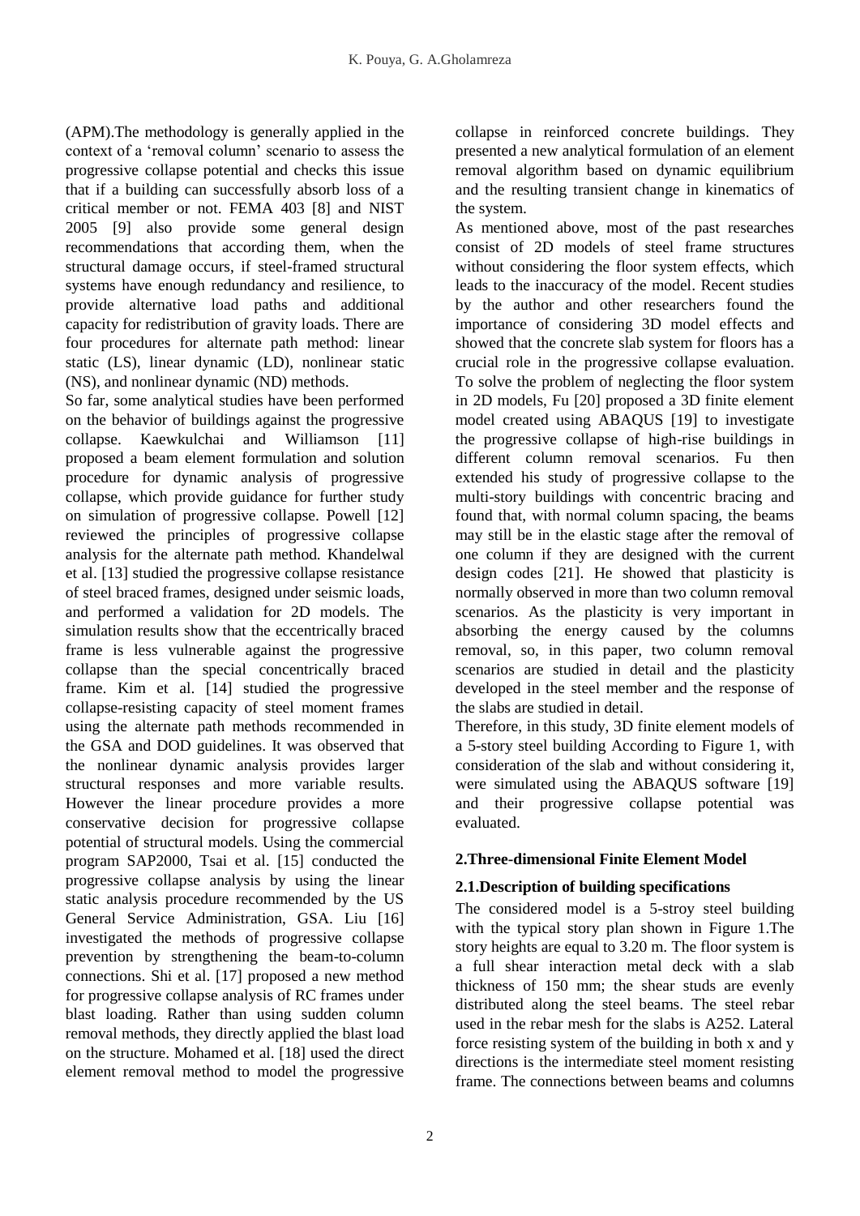(APM).The methodology is generally applied in the context of a 'removal column' scenario to assess the progressive collapse potential and checks this issue that if a building can successfully absorb loss of a critical member or not. FEMA 403 [8] and NIST 2005 [9] also provide some general design recommendations that according them, when the structural damage occurs, if steel-framed structural systems have enough redundancy and resilience, to provide alternative load paths and additional capacity for redistribution of gravity loads. There are four procedures for alternate path method: linear static (LS), linear dynamic (LD), nonlinear static (NS), and nonlinear dynamic (ND) methods.

So far, some analytical studies have been performed on the behavior of buildings against the progressive collapse. Kaewkulchai and Williamson [11] proposed a beam element formulation and solution procedure for dynamic analysis of progressive collapse, which provide guidance for further study on simulation of progressive collapse. Powell [12] reviewed the principles of progressive collapse analysis for the alternate path method. Khandelwal et al. [13] studied the progressive collapse resistance of steel braced frames, designed under seismic loads, and performed a validation for 2D models. The simulation results show that the eccentrically braced frame is less vulnerable against the progressive collapse than the special concentrically braced frame. Kim et al. [14] studied the progressive collapse-resisting capacity of steel moment frames using the alternate path methods recommended in the GSA and DOD guidelines. It was observed that the nonlinear dynamic analysis provides larger structural responses and more variable results. However the linear procedure provides a more conservative decision for progressive collapse potential of structural models. Using the commercial program SAP2000, Tsai et al. [15] conducted the progressive collapse analysis by using the linear static analysis procedure recommended by the US General Service Administration, GSA. Liu [16] investigated the methods of progressive collapse prevention by strengthening the beam-to-column connections. Shi et al. [17] proposed a new method for progressive collapse analysis of RC frames under blast loading. Rather than using sudden column removal methods, they directly applied the blast load on the structure. Mohamed et al. [18] used the direct element removal method to model the progressive collapse in reinforced concrete buildings. They presented a new analytical formulation of an element removal algorithm based on dynamic equilibrium and the resulting transient change in kinematics of the system.

As mentioned above, most of the past researches consist of 2D models of steel frame structures without considering the floor system effects, which leads to the inaccuracy of the model. Recent studies by the author and other researchers found the importance of considering 3D model effects and showed that the concrete slab system for floors has a crucial role in the progressive collapse evaluation. To solve the problem of neglecting the floor system in 2D models, Fu [20] proposed a 3D finite element model created using ABAQUS [19] to investigate the progressive collapse of high-rise buildings in different column removal scenarios. Fu then extended his study of progressive collapse to the multi-story buildings with concentric bracing and found that, with normal column spacing, the beams may still be in the elastic stage after the removal of one column if they are designed with the current design codes [21]. He showed that plasticity is normally observed in more than two column removal scenarios. As the plasticity is very important in absorbing the energy caused by the columns removal, so, in this paper, two column removal scenarios are studied in detail and the plasticity developed in the steel member and the response of the slabs are studied in detail.

Therefore, in this study, 3D finite element models of a 5-story steel building According to Figure 1, with consideration of the slab and without considering it, were simulated using the ABAQUS software [19] and their progressive collapse potential was evaluated.

## 2.Three-dimensional Finite Element Model

### 2.1.Description of building specifications

The considered model is a 5-stroy steel building with the typical story plan shown in Figure 1.The story heights are equal to 3.20 m. The floor system is a full shear interaction metal deck with a slab thickness of 150 mm; the shear studs are evenly distributed along the steel beams. The steel rebar used in the rebar mesh for the slabs is A252. Lateral force resisting system of the building in both x and y directions is the intermediate steel moment resisting frame. The connections between beams and columns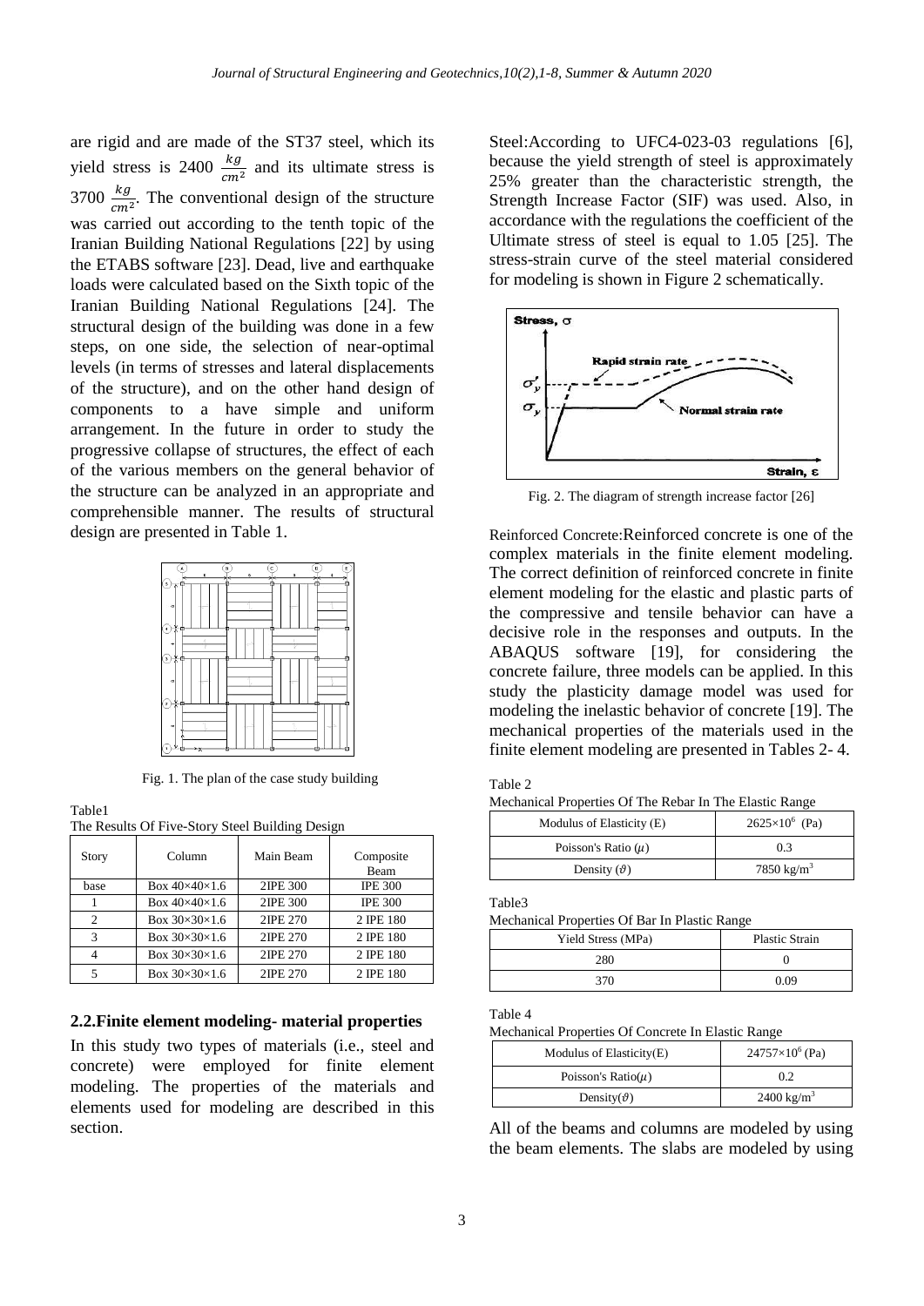are rigid and are made of the ST37 steel, which its yield stress is 2400 $\frac{kg}{cm^2}$ and its ultimate stress is 3700 $\frac{kg}{cm^2}$. The conventional design of the structure was carried out according to the tenth topic of the Iranian Building National Regulations [22] by using the ETABS software [23]. Dead, live and earthquake loads were calculated based on the Sixth topic of the Iranian Building National Regulations [24]. The structural design of the building was done in a few steps, on one side, the selection of near-optimal levels (in terms of stresses and lateral displacements of the structure), and on the other hand design of components to a have simple and uniform arrangement. In the future in order to study the progressive collapse of structures, the effect of each of the various members on the general behavior of the structure can be analyzed in an appropriate and comprehensible manner. The results of structural design are presented in Table 1.

Fig. 1. The plan of the case study building

Table1
The Results Of Five-Story Steel Building Design

| Story | Column | Main Beam | Composite Beam |
|---|---|---|---|
| base | Box 40×40×1.6 | 2IPE 300 | IPE 300 |
| 1 | Box 40×40×1.6 | 2IPE 300 | IPE 300 |
| 2 | Box 30×30×1.6 | 2IPE 270 | 2 IPE 180 |
| 3 | Box 30×30×1.6 | 2IPE 270 | 2 IPE 180 |
| 4 | Box 30×30×1.6 | 2IPE 270 | 2 IPE 180 |
| 5 | Box 30×30×1.6 | 2IPE 270 | 2 IPE 180 |

## 2.2.Finite element modeling- material properties

In this study two types of materials (i.e., steel and concrete) were employed for finite element modeling. The properties of the materials and elements used for modeling are described in this section.

Steel:According to UFC4-023-03 regulations [6], because the yield strength of steel is approximately 25% greater than the characteristic strength, the Strength Increase Factor (SIF) was used. Also, in accordance with the regulations the coefficient of the Ultimate stress of steel is equal to 1.05 [25]. The stress-strain curve of the steel material considered for modeling is shown in Figure 2 schematically.

Fig. 2. The diagram of strength increase factor [26]

Reinforced Concrete:Reinforced concrete is one of the complex materials in the finite element modeling. The correct definition of reinforced concrete in finite element modeling for the elastic and plastic parts of the compressive and tensile behavior can have a decisive role in the responses and outputs. In the ABAQUS software [19], for considering the concrete failure, three models can be applied. In this study the plasticity damage model was used for modeling the inelastic behavior of concrete [19]. The mechanical properties of the materials used in the finite element modeling are presented in Tables 2- 4.

Table 2
Mechanical Properties Of The Rebar In The Elastic Range

| Modulus of Elasticity (E) | $2625\times10^6$ (Pa) |
|---|---|
| Poisson's Ratio ($\mu$) | 0.3 |
| Density ($\vartheta$) | 7850 kg/m$^3$ |

Table3
Mechanical Properties Of Bar In Plastic Range

| Yield Stress (MPa) | Plastic Strain |
|---|---|
| 280 | 0 |
| 370 | 0.09 |

Table 4
Mechanical Properties Of Concrete In Elastic Range

| Modulus of Elasticity(E) | $24757\times10^6$ (Pa) |
|---|---|
| Poisson's Ratio($\mu$) | 0.2 |
| Density($\vartheta$) | 2400 kg/m$^3$ |

All of the beams and columns are modeled by using the beam elements. The slabs are modeled by using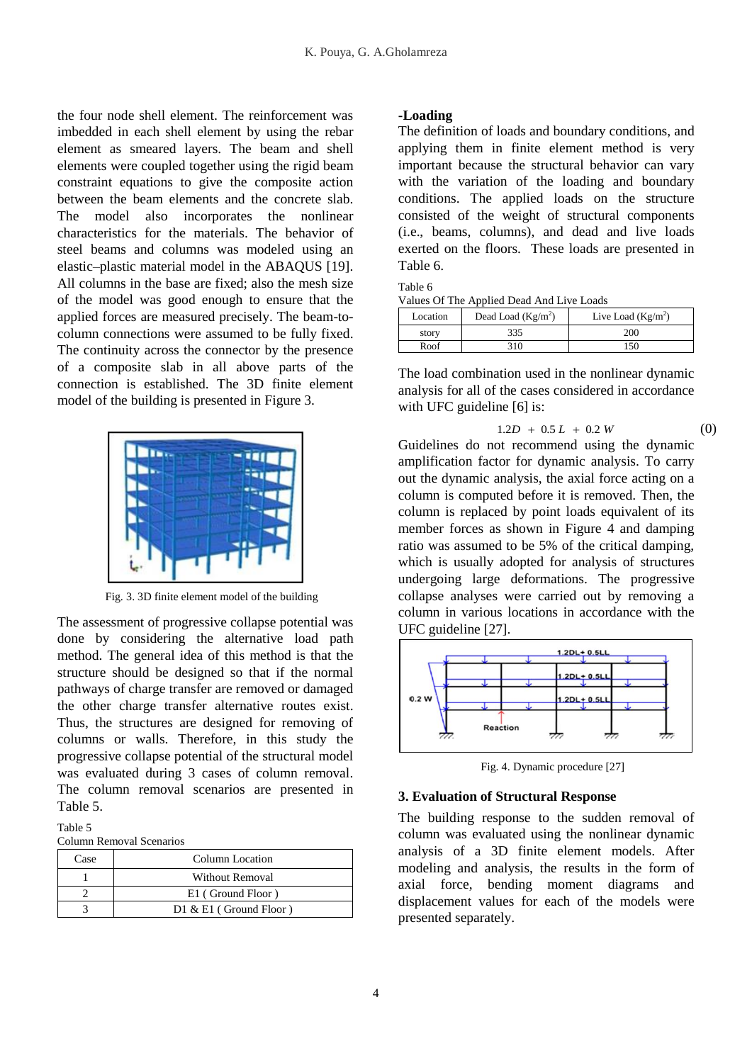the four node shell element. The reinforcement was imbedded in each shell element by using the rebar element as smeared layers. The beam and shell elements were coupled together using the rigid beam constraint equations to give the composite action between the beam elements and the concrete slab. The model also incorporates the nonlinear characteristics for the materials. The behavior of steel beams and columns was modeled using an elastic–plastic material model in the ABAQUS [19]. All columns in the base are fixed; also the mesh size of the model was good enough to ensure that the applied forces are measured precisely. The beam-to-column connections were assumed to be fully fixed. The continuity across the connector by the presence of a composite slab in all above parts of the connection is established. The 3D finite element model of the building is presented in Figure 3.

Fig. 3. 3D finite element model of the building

The assessment of progressive collapse potential was done by considering the alternative load path method. The general idea of this method is that the structure should be designed so that if the normal pathways of charge transfer are removed or damaged the other charge transfer alternative routes exist. Thus, the structures are designed for removing of columns or walls. Therefore, in this study the progressive collapse potential of the structural model was evaluated during 3 cases of column removal. The column removal scenarios are presented in Table 5.

Table 5
Column Removal Scenarios

| Case | Column Location |
|---|---|
| 1 | Without Removal |
| 2 | E1 ( Ground Floor ) |
| 3 | D1 & E1 ( Ground Floor ) |

**-Loading**

The definition of loads and boundary conditions, and applying them in finite element method is very important because the structural behavior can vary with the variation of the loading and boundary conditions. The applied loads on the structure consisted of the weight of structural components (i.e., beams, columns), and dead and live loads exerted on the floors. These loads are presented in Table 6.

Table 6
Values Of The Applied Dead And Live Loads

| Location | Dead Load (Kg/m$^2$) | Live Load (Kg/m$^2$) |
|---|---|---|
| story | 335 | 200 |
| Roof | 310 | 150 |

The load combination used in the nonlinear dynamic analysis for all of the cases considered in accordance with UFC guideline [6] is:

$$1.2D + 0.5L + 0.2W \quad (0)$$

Guidelines do not recommend using the dynamic amplification factor for dynamic analysis. To carry out the dynamic analysis, the axial force acting on a column is computed before it is removed. Then, the column is replaced by point loads equivalent of its member forces as shown in Figure 4 and damping ratio was assumed to be 5% of the critical damping, which is usually adopted for analysis of structures undergoing large deformations. The progressive collapse analyses were carried out by removing a column in various locations in accordance with the UFC guideline [27].

Fig. 4. Dynamic procedure [27]

## 3. Evaluation of Structural Response

The building response to the sudden removal of column was evaluated using the nonlinear dynamic analysis of a 3D finite element models. After modeling and analysis, the results in the form of axial force, bending moment diagrams and displacement values for each of the models were presented separately.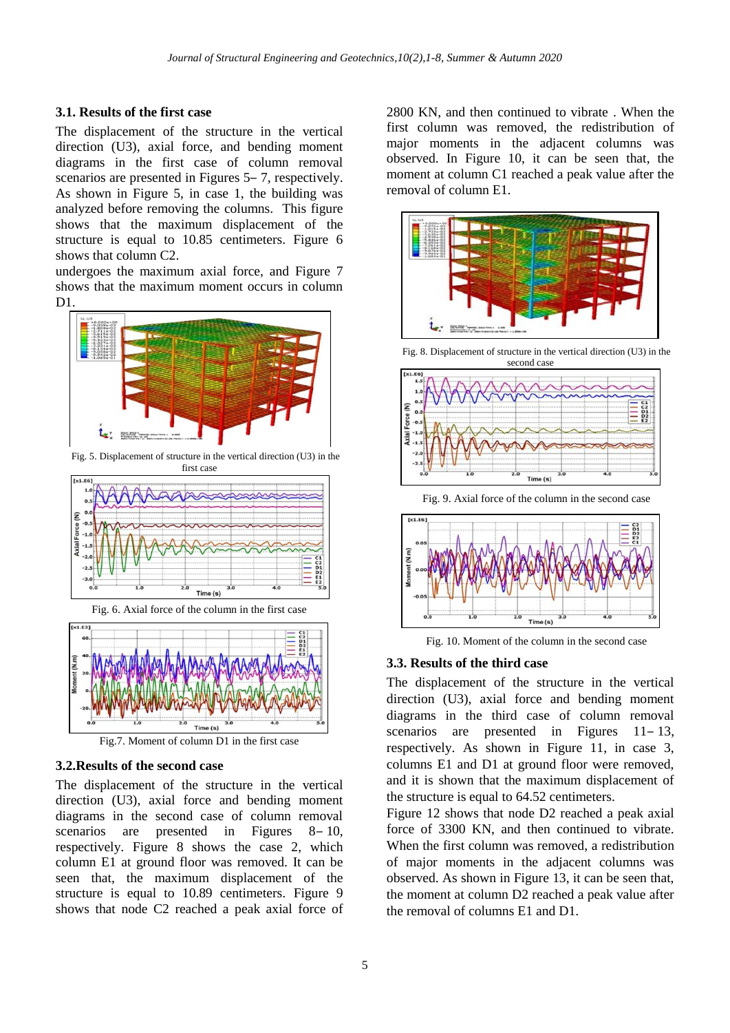### 3.1. Results of the first case

The displacement of the structure in the vertical direction (U3), axial force, and bending moment diagrams in the first case of column removal scenarios are presented in Figures 5– 7, respectively. As shown in Figure 5, in case 1, the building was analyzed before removing the columns. This figure shows that the maximum displacement of the structure is equal to 10.85 centimeters. Figure 6 shows that column C2.

undergoes the maximum axial force, and Figure 7 shows that the maximum moment occurs in column D1.

Fig. 5. Displacement of structure in the vertical direction (U3) in the first case

Fig. 6. Axial force of the column in the first case

Fig.7. Moment of column D1 in the first case

### 3.2.Results of the second case

The displacement of the structure in the vertical direction (U3), axial force and bending moment diagrams in the second case of column removal scenarios are presented in Figures 8– 10, respectively. Figure 8 shows the case 2, which column E1 at ground floor was removed. It can be seen that, the maximum displacement of the structure is equal to 10.89 centimeters. Figure 9 shows that node C2 reached a peak axial force of 2800 KN, and then continued to vibrate . When the first column was removed, the redistribution of major moments in the adjacent columns was observed. In Figure 10, it can be seen that, the moment at column C1 reached a peak value after the removal of column E1.

Fig. 8. Displacement of structure in the vertical direction (U3) in the second case

Fig. 9. Axial force of the column in the second case

Fig. 10. Moment of the column in the second case

### 3.3. Results of the third case

The displacement of the structure in the vertical direction (U3), axial force and bending moment diagrams in the third case of column removal scenarios are presented in Figures 11– 13, respectively. As shown in Figure 11, in case 3, columns E1 and D1 at ground floor were removed, and it is shown that the maximum displacement of the structure is equal to 64.52 centimeters.

Figure 12 shows that node D2 reached a peak axial force of 3300 KN, and then continued to vibrate. When the first column was removed, a redistribution of major moments in the adjacent columns was observed. As shown in Figure 13, it can be seen that, the moment at column D2 reached a peak value after the removal of columns E1 and D1.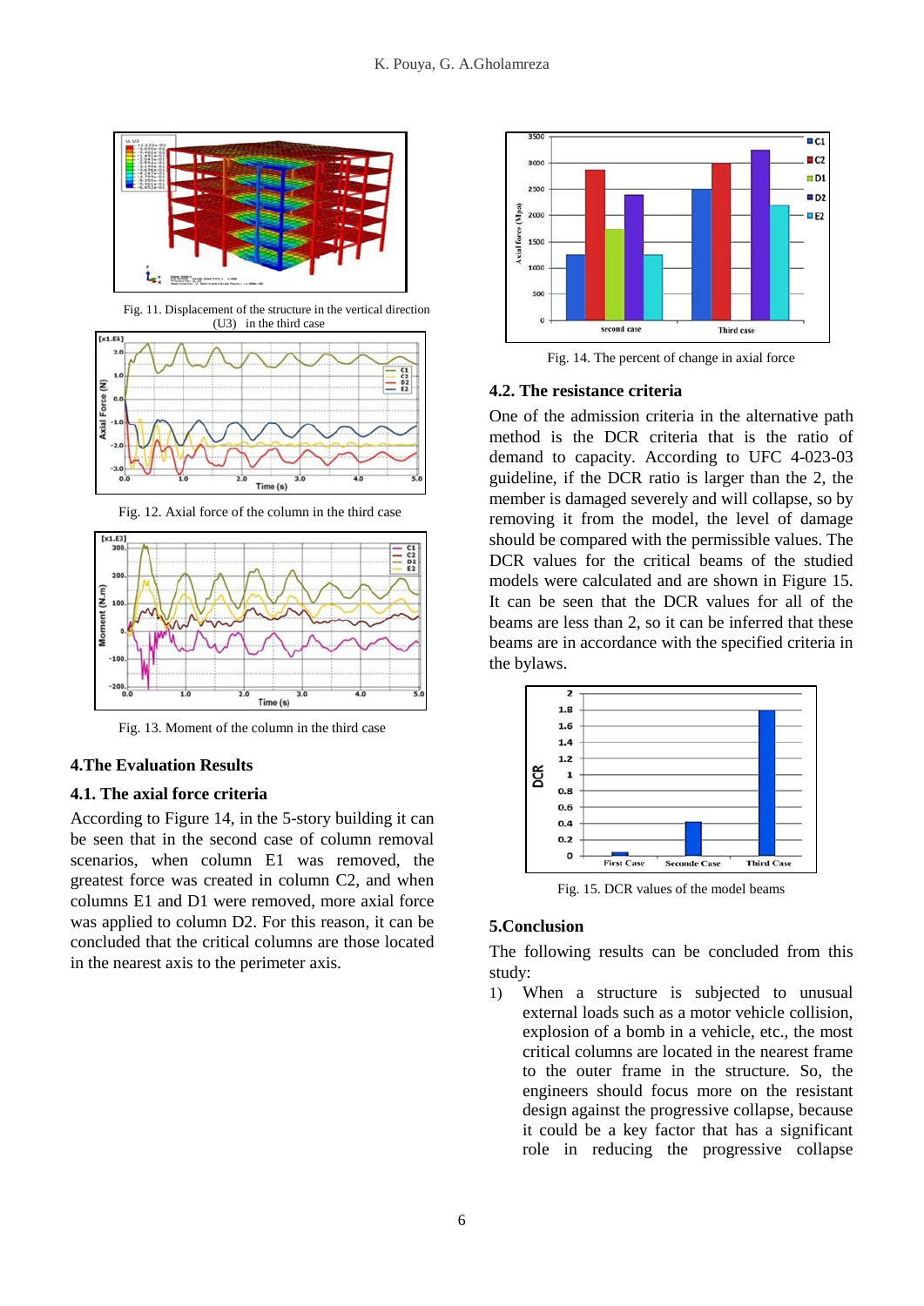Fig. 11. Displacement of the structure in the vertical direction (U3) in the third case

Fig. 12. Axial force of the column in the third case

Fig. 13. Moment of the column in the third case

## 4.The Evaluation Results

### 4.1. The axial force criteria

According to Figure 14, in the 5-story building it can be seen that in the second case of column removal scenarios, when column E1 was removed, the greatest force was created in column C2, and when columns E1 and D1 were removed, more axial force was applied to column D2. For this reason, it can be concluded that the critical columns are those located in the nearest axis to the perimeter axis.

Fig. 14. The percent of change in axial force

### 4.2. The resistance criteria

One of the admission criteria in the alternative path method is the DCR criteria that is the ratio of demand to capacity. According to UFC 4-023-03 guideline, if the DCR ratio is larger than the 2, the member is damaged severely and will collapse, so by removing it from the model, the level of damage should be compared with the permissible values. The DCR values for the critical beams of the studied models were calculated and are shown in Figure 15. It can be seen that the DCR values for all of the beams are less than 2, so it can be inferred that these beams are in accordance with the specified criteria in the bylaws.

Fig. 15. DCR values of the model beams

## 5.Conclusion

The following results can be concluded from this study:

1) When a structure is subjected to unusual external loads such as a motor vehicle collision, explosion of a bomb in a vehicle, etc., the most critical columns are located in the nearest frame to the outer frame in the structure. So, the engineers should focus more on the resistant design against the progressive collapse, because it could be a key factor that has a significant role in reducing the progressive collapse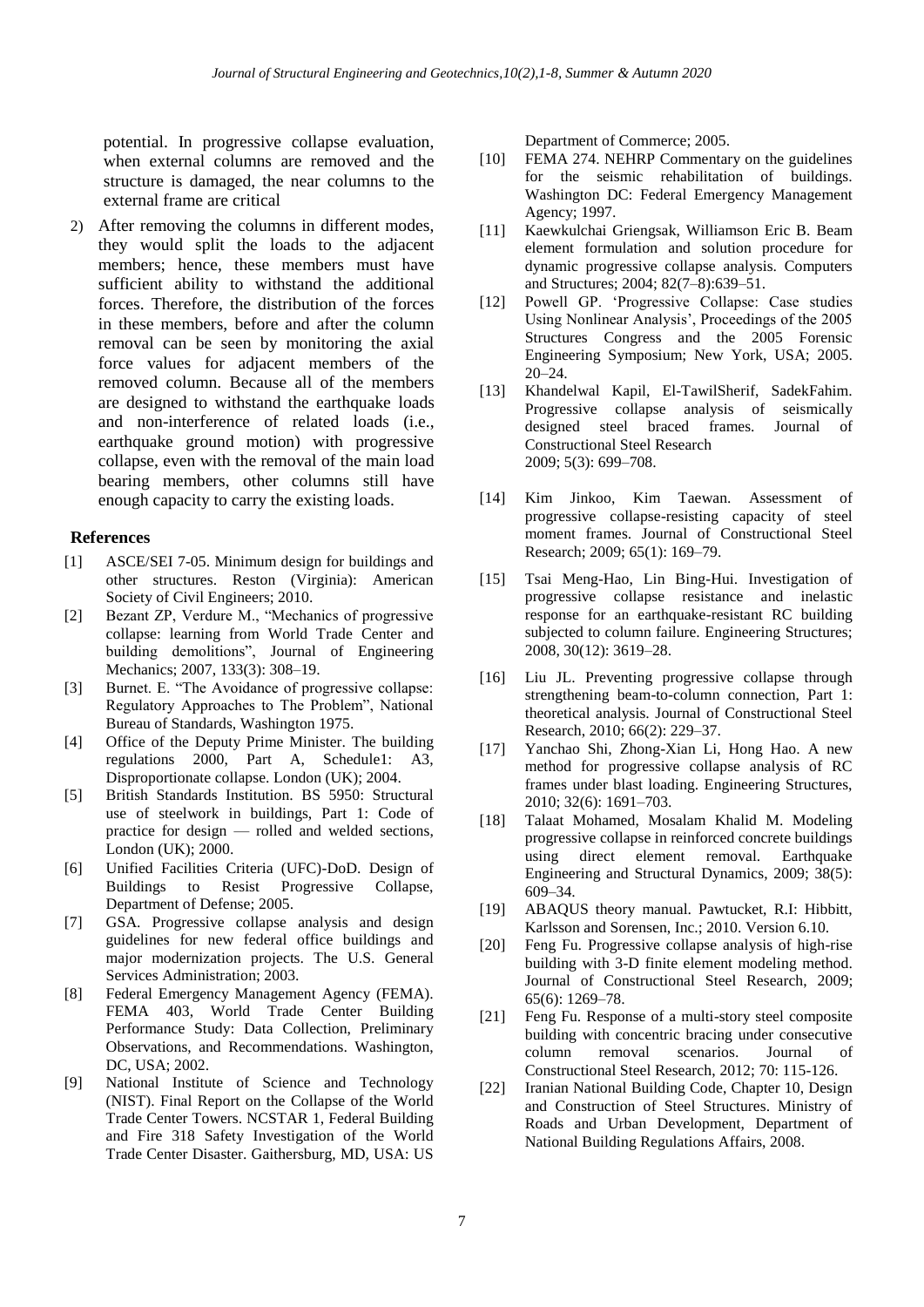potential. In progressive collapse evaluation, when external columns are removed and the structure is damaged, the near columns to the external frame are critical

2) After removing the columns in different modes, they would split the loads to the adjacent members; hence, these members must have sufficient ability to withstand the additional forces. Therefore, the distribution of the forces in these members, before and after the column removal can be seen by monitoring the axial force values for adjacent members of the removed column. Because all of the members are designed to withstand the earthquake loads and non-interference of related loads (i.e., earthquake ground motion) with progressive collapse, even with the removal of the main load bearing members, other columns still have enough capacity to carry the existing loads.

## References

[1] ASCE/SEI 7-05. Minimum design for buildings and other structures. Reston (Virginia): American Society of Civil Engineers; 2010.

[2] Bezant ZP, Verdure M., "Mechanics of progressive collapse: learning from World Trade Center and building demolitions", Journal of Engineering Mechanics; 2007, 133(3): 308–19.

[3] Burnet. E. "The Avoidance of progressive collapse: Regulatory Approaches to The Problem", National Bureau of Standards, Washington 1975.

[4] Office of the Deputy Prime Minister. The building regulations 2000, Part A, Schedule1: A3, Disproportionate collapse. London (UK); 2004.

[5] British Standards Institution. BS 5950: Structural use of steelwork in buildings, Part 1: Code of practice for design — rolled and welded sections, London (UK); 2000.

[6] Unified Facilities Criteria (UFC)-DoD. Design of Buildings to Resist Progressive Collapse, Department of Defense; 2005.

[7] GSA. Progressive collapse analysis and design guidelines for new federal office buildings and major modernization projects. The U.S. General Services Administration; 2003.

[8] Federal Emergency Management Agency (FEMA). FEMA 403, World Trade Center Building Performance Study: Data Collection, Preliminary Observations, and Recommendations. Washington, DC, USA; 2002.

[9] National Institute of Science and Technology (NIST). Final Report on the Collapse of the World Trade Center Towers. NCSTAR 1, Federal Building and Fire 318 Safety Investigation of the World Trade Center Disaster. Gaithersburg, MD, USA: US Department of Commerce; 2005.

[10] FEMA 274. NEHRP Commentary on the guidelines for the seismic rehabilitation of buildings. Washington DC: Federal Emergency Management Agency; 1997.

[11] Kaewkulchai Griengsak, Williamson Eric B. Beam element formulation and solution procedure for dynamic progressive collapse analysis. Computers and Structures; 2004; 82(7–8):639–51.

[12] Powell GP. 'Progressive Collapse: Case studies Using Nonlinear Analysis', Proceedings of the 2005 Structures Congress and the 2005 Forensic Engineering Symposium; New York, USA; 2005. 20–24.

[13] Khandelwal Kapil, El-TawilSherif, SadekFahim. Progressive collapse analysis of seismically designed steel braced frames. Journal of Constructional Steel Research 2009; 5(3): 699–708.

[14] Kim Jinkoo, Kim Taewan. Assessment of progressive collapse-resisting capacity of steel moment frames. Journal of Constructional Steel Research; 2009; 65(1): 169–79.

[15] Tsai Meng-Hao, Lin Bing-Hui. Investigation of progressive collapse resistance and inelastic response for an earthquake-resistant RC building subjected to column failure. Engineering Structures; 2008, 30(12): 3619–28.

[16] Liu JL. Preventing progressive collapse through strengthening beam-to-column connection, Part 1: theoretical analysis. Journal of Constructional Steel Research, 2010; 66(2): 229–37.

[17] Yanchao Shi, Zhong-Xian Li, Hong Hao. A new method for progressive collapse analysis of RC frames under blast loading. Engineering Structures, 2010; 32(6): 1691–703.

[18] Talaat Mohamed, Mosalam Khalid M. Modeling progressive collapse in reinforced concrete buildings using direct element removal. Earthquake Engineering and Structural Dynamics, 2009; 38(5): 609–34.

[19] ABAQUS theory manual. Pawtucket, R.I: Hibbitt, Karlsson and Sorensen, Inc.; 2010. Version 6.10.

[20] Feng Fu. Progressive collapse analysis of high-rise building with 3-D finite element modeling method. Journal of Constructional Steel Research, 2009; 65(6): 1269–78.

[21] Feng Fu. Response of a multi-story steel composite building with concentric bracing under consecutive column removal scenarios. Journal of Constructional Steel Research, 2012; 70: 115-126.

[22] Iranian National Building Code, Chapter 10, Design and Construction of Steel Structures. Ministry of Roads and Urban Development, Department of National Building Regulations Affairs, 2008.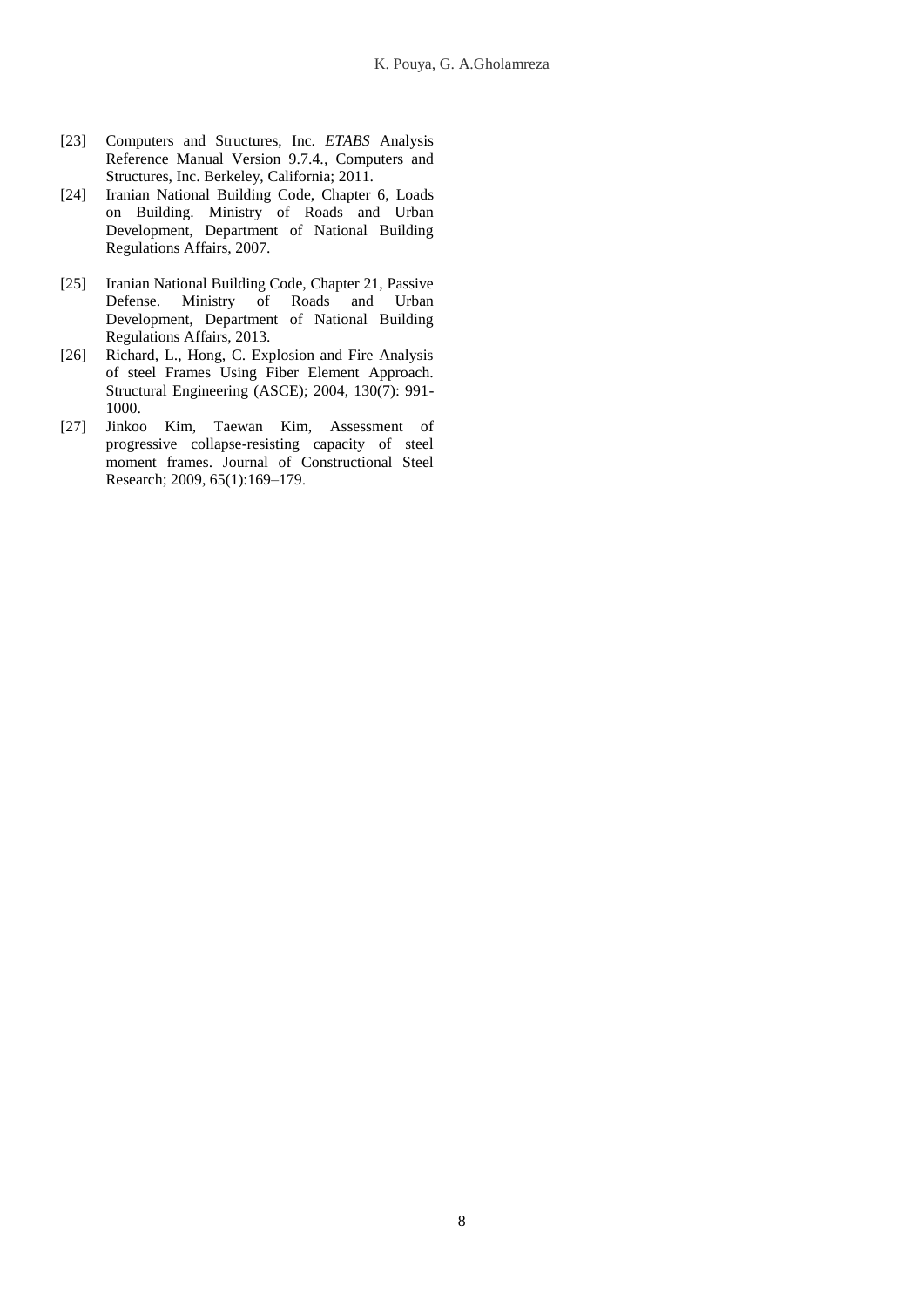[23] Computers and Structures, Inc. *ETABS* Analysis Reference Manual Version 9.7.4., Computers and Structures, Inc. Berkeley, California; 2011.

[24] Iranian National Building Code, Chapter 6, Loads on Building. Ministry of Roads and Urban Development, Department of National Building Regulations Affairs, 2007.

[25] Iranian National Building Code, Chapter 21, Passive Defense. Ministry of Roads and Urban Development, Department of National Building Regulations Affairs, 2013.

[26] Richard, L., Hong, C. Explosion and Fire Analysis of steel Frames Using Fiber Element Approach. Structural Engineering (ASCE); 2004, 130(7): 991-1000.

[27] Jinkoo Kim, Taewan Kim, Assessment of progressive collapse-resisting capacity of steel moment frames. Journal of Constructional Steel Research; 2009, 65(1):169–179.